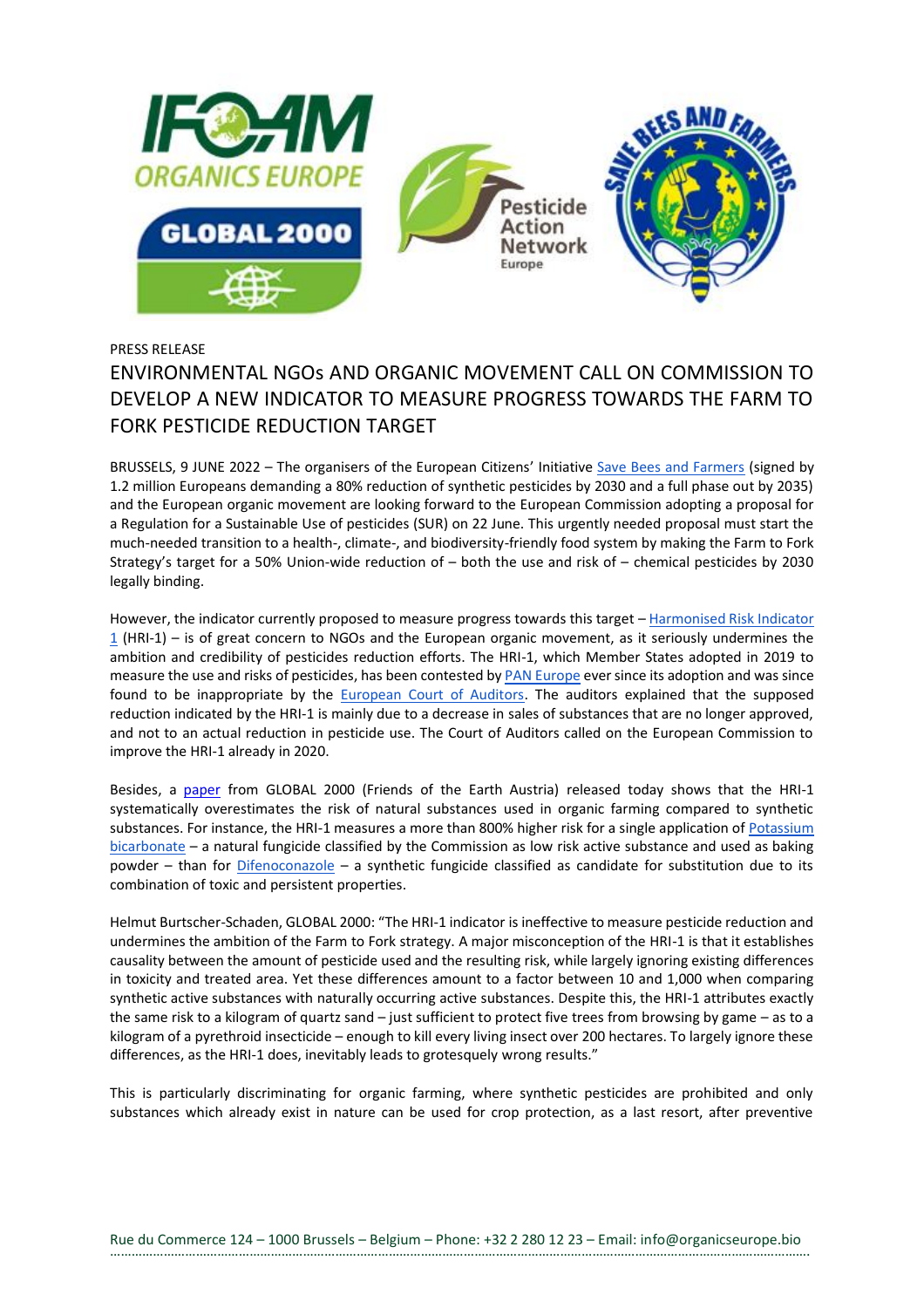PRESS RELEASE

# ENVIRONMENTAL NGOs AND ORGANIC MOVEMENT CALL ON COMMISSION TO DEVELOP A NEW INDICATOR TO MEASURE PROGRESS TOWARDS THE FARM TO FORK PESTICIDE REDUCTION TARGET

BRUSSELS, 9 JUNE 2022 – The organisers of the European Citizens' Initiative Save Bees and Farmers (signed by 1.2 million Europeans demanding a 80% reduction of synthetic pesticides by 2030 and a full phase out by 2035) and the European organic movement are looking forward to the European Commission adopting a proposal for a Regulation for a Sustainable Use of pesticides (SUR) on 22 June. This urgently needed proposal must start the much-needed transition to a health-, climate-, and biodiversity-friendly food system by making the Farm to Fork Strategy's target for a 50% Union-wide reduction of – both the use and risk of – chemical pesticides by 2030 legally binding.

However, the indicator currently proposed to measure progress towards this target – Harmonised Risk Indicator 1 (HRI-1) – is of great concern to NGOs and the European organic movement, as it seriously undermines the ambition and credibility of pesticides reduction efforts. The HRI-1, which Member States adopted in 2019 to measure the use and risks of pesticides, has been contested by PAN Europe ever since its adoption and was since found to be inappropriate by the European Court of Auditors. The auditors explained that the supposed reduction indicated by the HRI-1 is mainly due to a decrease in sales of substances that are no longer approved, and not to an actual reduction in pesticide use. The Court of Auditors called on the European Commission to improve the HRI-1 already in 2020.

Besides, a paper from GLOBAL 2000 (Friends of the Earth Austria) released today shows that the HRI-1 systematically overestimates the risk of natural substances used in organic farming compared to synthetic substances. For instance, the HRI-1 measures a more than 800% higher risk for a single application of Potassium bicarbonate – a natural fungicide classified by the Commission as low risk active substance and used as baking powder – than for Difenoconazole – a synthetic fungicide classified as candidate for substitution due to its combination of toxic and persistent properties.

Helmut Burtscher-Schaden, GLOBAL 2000: "The HRI-1 indicator is ineffective to measure pesticide reduction and undermines the ambition of the Farm to Fork strategy. A major misconception of the HRI-1 is that it establishes causality between the amount of pesticide used and the resulting risk, while largely ignoring existing differences in toxicity and treated area. Yet these differences amount to a factor between 10 and 1,000 when comparing synthetic active substances with naturally occurring active substances. Despite this, the HRI-1 attributes exactly the same risk to a kilogram of quartz sand – just sufficient to protect five trees from browsing by game – as to a kilogram of a pyrethroid insecticide – enough to kill every living insect over 200 hectares. To largely ignore these differences, as the HRI-1 does, inevitably leads to grotesquely wrong results."

This is particularly discriminating for organic farming, where synthetic pesticides are prohibited and only substances which already exist in nature can be used for crop protection, as a last resort, after preventive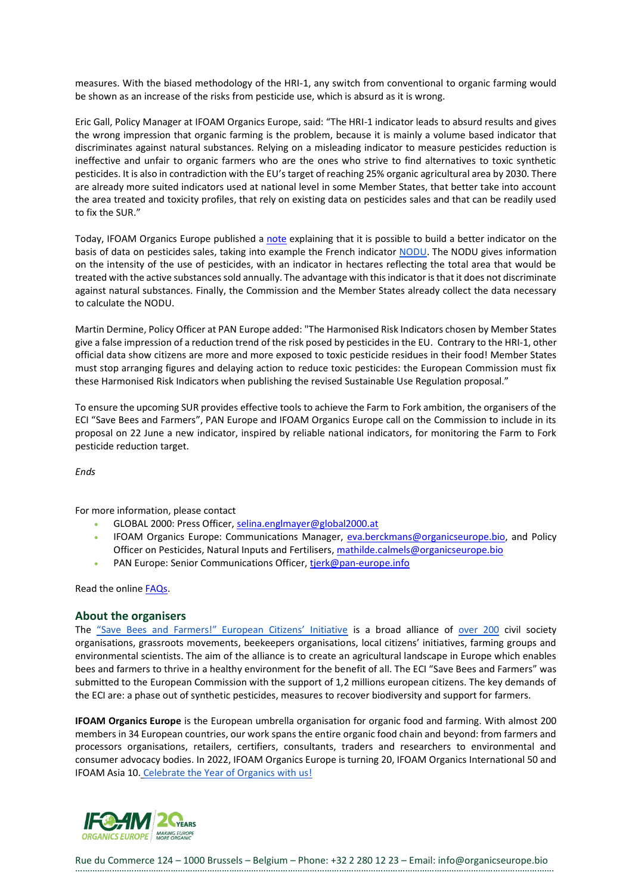measures. With the biased methodology of the HRI-1, any switch from conventional to organic farming would be shown as an increase of the risks from pesticide use, which is absurd as it is wrong.

Eric Gall, Policy Manager at IFOAM Organics Europe, said: "The HRI-1 indicator leads to absurd results and gives the wrong impression that organic farming is the problem, because it is mainly a volume based indicator that discriminates against natural substances. Relying on a misleading indicator to measure pesticides reduction is ineffective and unfair to organic farmers who are the ones who strive to find alternatives to toxic synthetic pesticides. It is also in contradiction with the EU's target of reaching 25% organic agricultural area by 2030. There are already more suited indicators used at national level in some Member States, that better take into account the area treated and toxicity profiles, that rely on existing data on pesticides sales and that can be readily used to fix the SUR."

Today, IFOAM Organics Europe published a note explaining that it is possible to build a better indicator on the basis of data on pesticides sales, taking into example the French indicator NODU. The NODU gives information on the intensity of the use of pesticides, with an indicator in hectares reflecting the total area that would be treated with the active substances sold annually. The advantage with this indicator is that it does not discriminate against natural substances. Finally, the Commission and the Member States already collect the data necessary to calculate the NODU.

Martin Dermine, Policy Officer at PAN Europe added: "The Harmonised Risk Indicators chosen by Member States give a false impression of a reduction trend of the risk posed by pesticides in the EU. Contrary to the HRI-1, other official data show citizens are more and more exposed to toxic pesticide residues in their food! Member States must stop arranging figures and delaying action to reduce toxic pesticides: the European Commission must fix these Harmonised Risk Indicators when publishing the revised Sustainable Use Regulation proposal."

To ensure the upcoming SUR provides effective tools to achieve the Farm to Fork ambition, the organisers of the ECI "Save Bees and Farmers", PAN Europe and IFOAM Organics Europe call on the Commission to include in its proposal on 22 June a new indicator, inspired by reliable national indicators, for monitoring the Farm to Fork pesticide reduction target.

*Ends*

For more information, please contact

- GLOBAL 2000: Press Officer, selina.englmayer@global2000.at
- IFOAM Organics Europe: Communications Manager, eva.berckmans@organicseurope.bio, and Policy Officer on Pesticides, Natural Inputs and Fertilisers, mathilde.calmels@organicseurope.bio
- PAN Europe: Senior Communications Officer, tjerk@pan-europe.info

Read the online FAQs.

## About the organisers

The "Save Bees and Farmers!" European Citizens' Initiative is a broad alliance of over 200 civil society organisations, grassroots movements, beekeepers organisations, local citizens' initiatives, farming groups and environmental scientists. The aim of the alliance is to create an agricultural landscape in Europe which enables bees and farmers to thrive in a healthy environment for the benefit of all. The ECI "Save Bees and Farmers" was submitted to the European Commission with the support of 1,2 millions european citizens. The key demands of the ECI are: a phase out of synthetic pesticides, measures to recover biodiversity and support for farmers.

**IFOAM Organics Europe** is the European umbrella organisation for organic food and farming. With almost 200 members in 34 European countries, our work spans the entire organic food chain and beyond: from farmers and processors organisations, retailers, certifiers, consultants, traders and researchers to environmental and consumer advocacy bodies. In 2022, IFOAM Organics Europe is turning 20, IFOAM Organics International 50 and IFOAM Asia 10. Celebrate the Year of Organics with us!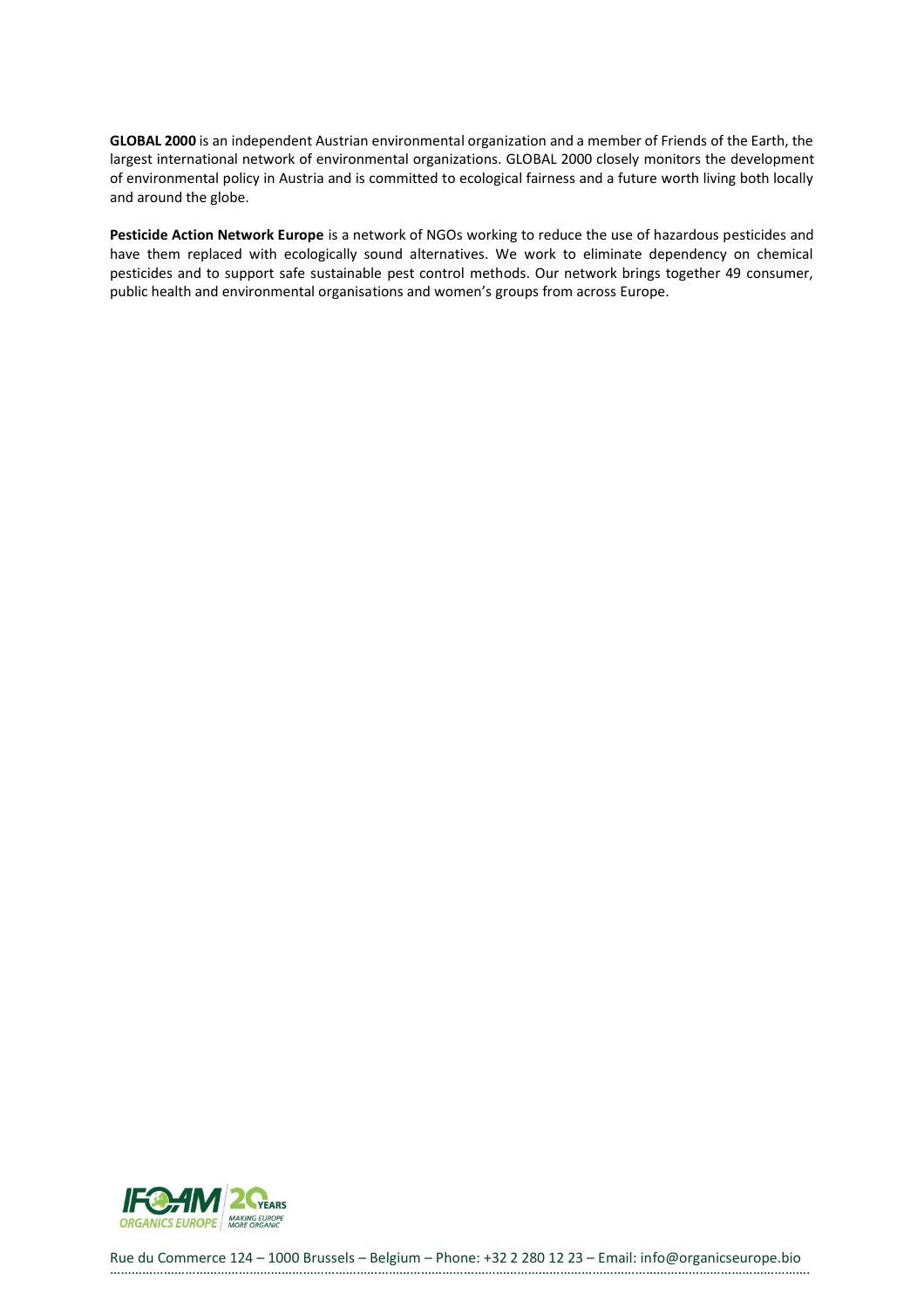**GLOBAL 2000** is an independent Austrian environmental organization and a member of Friends of the Earth, the largest international network of environmental organizations. GLOBAL 2000 closely monitors the development of environmental policy in Austria and is committed to ecological fairness and a future worth living both locally and around the globe.

**Pesticide Action Network Europe** is a network of NGOs working to reduce the use of hazardous pesticides and have them replaced with ecologically sound alternatives. We work to eliminate dependency on chemical pesticides and to support safe sustainable pest control methods. Our network brings together 49 consumer, public health and environmental organisations and women's groups from across Europe.